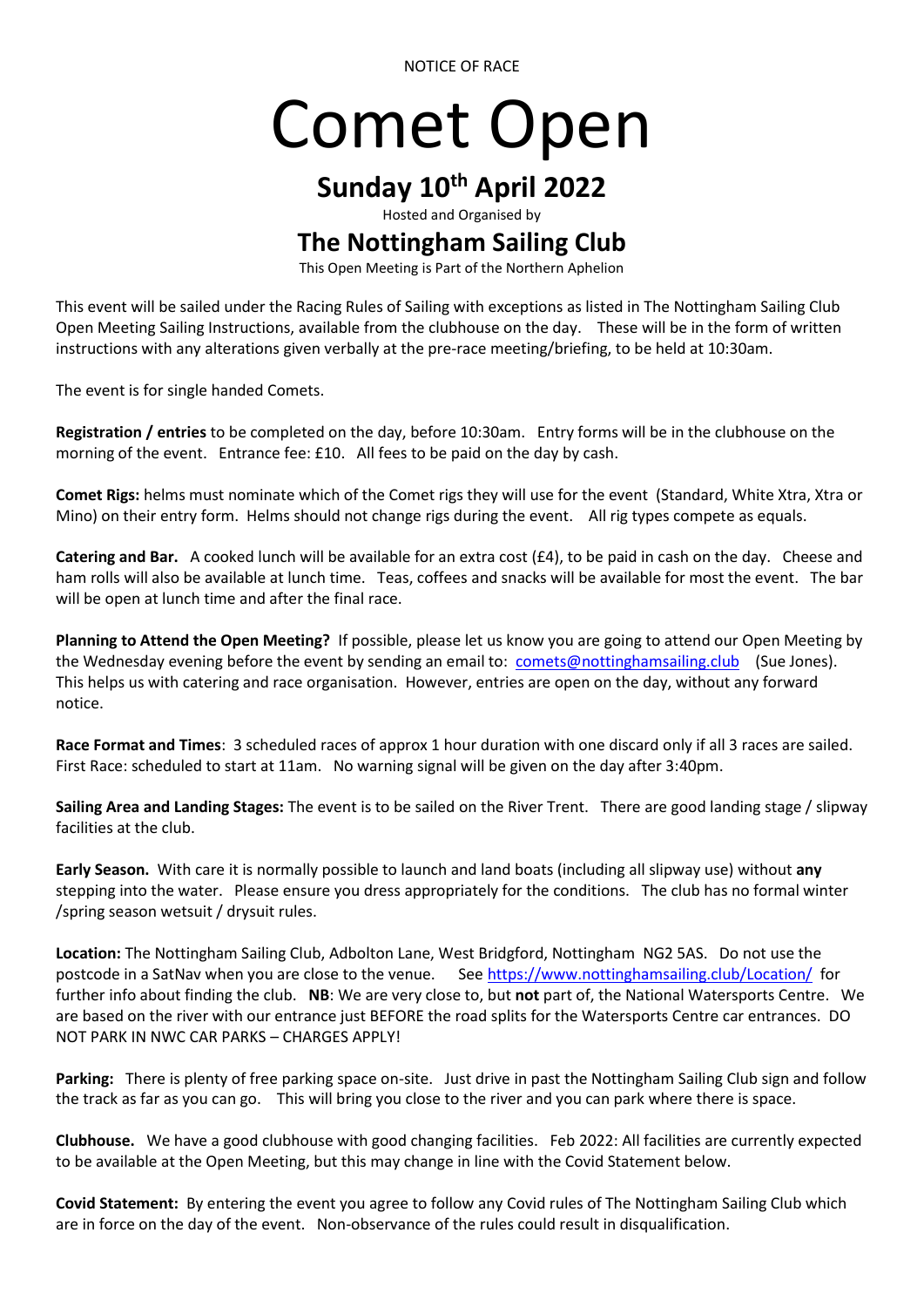NOTICE OF RACE

# Comet Open

## Sunday 10th April 2022

Hosted and Organised by

## The Nottingham Sailing Club

This Open Meeting is Part of the Northern Aphelion

This event will be sailed under the Racing Rules of Sailing with exceptions as listed in The Nottingham Sailing Club Open Meeting Sailing Instructions, available from the clubhouse on the day. These will be in the form of written instructions with any alterations given verbally at the pre-race meeting/briefing, to be held at 10:30am.

The event is for single handed Comets.

**Registration / entries** to be completed on the day, before 10:30am. Entry forms will be in the clubhouse on the morning of the event. Entrance fee: £10. All fees to be paid on the day by cash.

**Comet Rigs:** helms must nominate which of the Comet rigs they will use for the event (Standard, White Xtra, Xtra or Mino) on their entry form. Helms should not change rigs during the event. All rig types compete as equals.

**Catering and Bar.** A cooked lunch will be available for an extra cost (£4), to be paid in cash on the day. Cheese and ham rolls will also be available at lunch time. Teas, coffees and snacks will be available for most the event. The bar will be open at lunch time and after the final race.

**Planning to Attend the Open Meeting?** If possible, please let us know you are going to attend our Open Meeting by the Wednesday evening before the event by sending an email to: comets@nottinghamsailing.club (Sue Jones). This helps us with catering and race organisation. However, entries are open on the day, without any forward notice.

**Race Format and Times**: 3 scheduled races of approx 1 hour duration with one discard only if all 3 races are sailed. First Race: scheduled to start at 11am. No warning signal will be given on the day after 3:40pm.

**Sailing Area and Landing Stages:** The event is to be sailed on the River Trent. There are good landing stage / slipway facilities at the club.

**Early Season.** With care it is normally possible to launch and land boats (including all slipway use) without **any** stepping into the water. Please ensure you dress appropriately for the conditions. The club has no formal winter /spring season wetsuit / drysuit rules.

**Location:** The Nottingham Sailing Club, Adbolton Lane, West Bridgford, Nottingham NG2 5AS. Do not use the postcode in a SatNav when you are close to the venue. See https://www.nottinghamsailing.club/Location/ for further info about finding the club. **NB**: We are very close to, but **not** part of, the National Watersports Centre. We are based on the river with our entrance just BEFORE the road splits for the Watersports Centre car entrances. DO NOT PARK IN NWC CAR PARKS – CHARGES APPLY!

**Parking:** There is plenty of free parking space on-site. Just drive in past the Nottingham Sailing Club sign and follow the track as far as you can go. This will bring you close to the river and you can park where there is space.

**Clubhouse.** We have a good clubhouse with good changing facilities. Feb 2022: All facilities are currently expected to be available at the Open Meeting, but this may change in line with the Covid Statement below.

**Covid Statement:** By entering the event you agree to follow any Covid rules of The Nottingham Sailing Club which are in force on the day of the event. Non-observance of the rules could result in disqualification.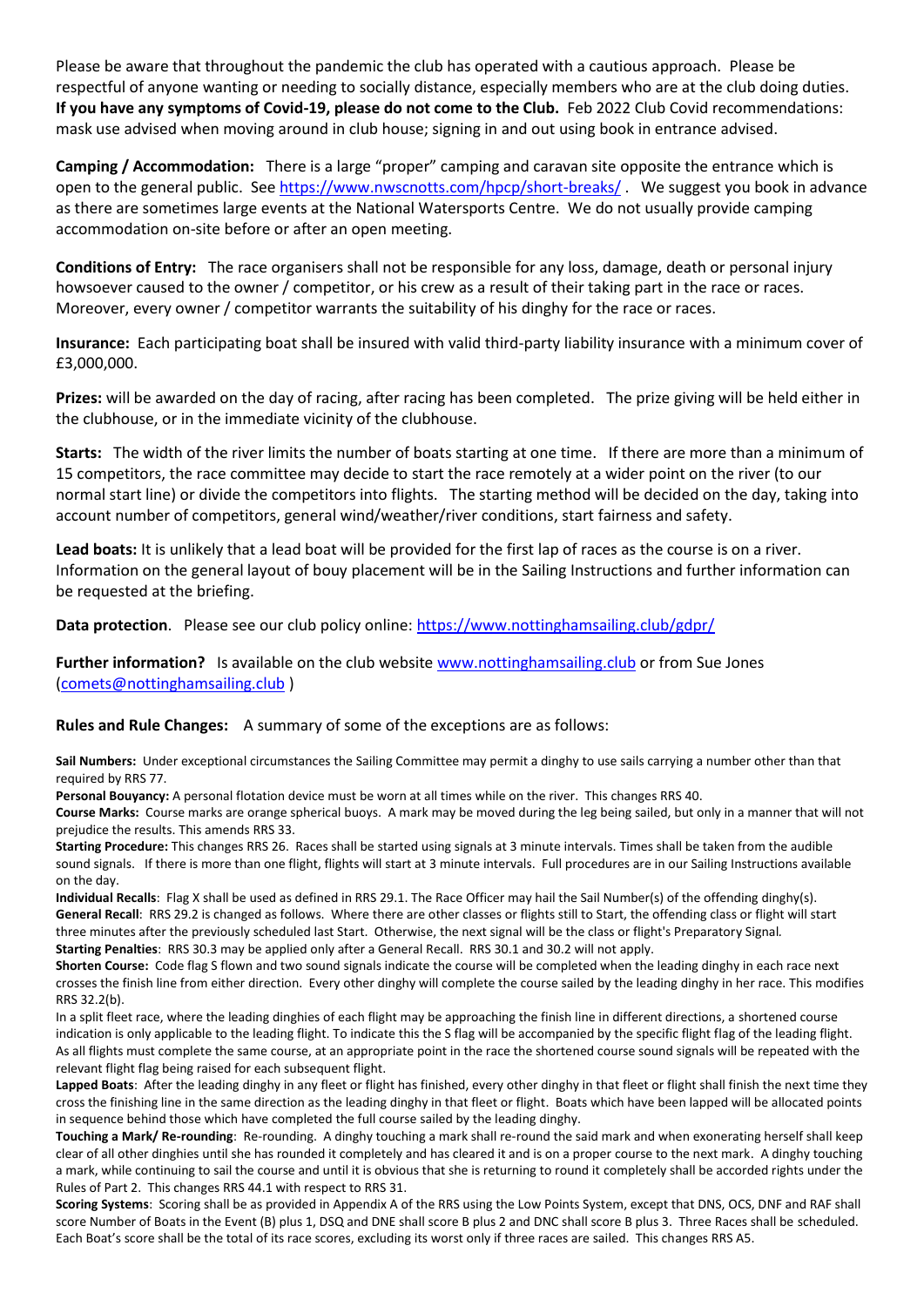Please be aware that throughout the pandemic the club has operated with a cautious approach. Please be respectful of anyone wanting or needing to socially distance, especially members who are at the club doing duties. **If you have any symptoms of Covid-19, please do not come to the Club.** Feb 2022 Club Covid recommendations: mask use advised when moving around in club house; signing in and out using book in entrance advised.

**Camping / Accommodation:** There is a large "proper" camping and caravan site opposite the entrance which is open to the general public. See https://www.nwscnotts.com/hpcp/short-breaks/ . We suggest you book in advance as there are sometimes large events at the National Watersports Centre. We do not usually provide camping accommodation on-site before or after an open meeting.

**Conditions of Entry:** The race organisers shall not be responsible for any loss, damage, death or personal injury howsoever caused to the owner / competitor, or his crew as a result of their taking part in the race or races. Moreover, every owner / competitor warrants the suitability of his dinghy for the race or races.

**Insurance:** Each participating boat shall be insured with valid third-party liability insurance with a minimum cover of £3,000,000.

**Prizes:** will be awarded on the day of racing, after racing has been completed. The prize giving will be held either in the clubhouse, or in the immediate vicinity of the clubhouse.

**Starts:** The width of the river limits the number of boats starting at one time. If there are more than a minimum of 15 competitors, the race committee may decide to start the race remotely at a wider point on the river (to our normal start line) or divide the competitors into flights. The starting method will be decided on the day, taking into account number of competitors, general wind/weather/river conditions, start fairness and safety.

**Lead boats:** It is unlikely that a lead boat will be provided for the first lap of races as the course is on a river. Information on the general layout of bouy placement will be in the Sailing Instructions and further information can be requested at the briefing.

**Data protection**. Please see our club policy online: https://www.nottinghamsailing.club/gdpr/

**Further information?** Is available on the club website www.nottinghamsailing.club or from Sue Jones (comets@nottinghamsailing.club )

**Rules and Rule Changes:** A summary of some of the exceptions are as follows:

**Sail Numbers:** Under exceptional circumstances the Sailing Committee may permit a dinghy to use sails carrying a number other than that required by RRS 77.

**Personal Bouyancy:** A personal flotation device must be worn at all times while on the river. This changes RRS 40.

**Course Marks:** Course marks are orange spherical buoys. A mark may be moved during the leg being sailed, but only in a manner that will not prejudice the results. This amends RRS 33.

**Starting Procedure:** This changes RRS 26. Races shall be started using signals at 3 minute intervals. Times shall be taken from the audible sound signals. If there is more than one flight, flights will start at 3 minute intervals. Full procedures are in our Sailing Instructions available on the day.

**Individual Recalls**: Flag X shall be used as defined in RRS 29.1. The Race Officer may hail the Sail Number(s) of the offending dinghy(s).

**General Recall**: RRS 29.2 is changed as follows. Where there are other classes or flights still to Start, the offending class or flight will start three minutes after the previously scheduled last Start. Otherwise, the next signal will be the class or flight's Preparatory Signal.

**Starting Penalties**: RRS 30.3 may be applied only after a General Recall. RRS 30.1 and 30.2 will not apply.

**Shorten Course:** Code flag S flown and two sound signals indicate the course will be completed when the leading dinghy in each race next crosses the finish line from either direction. Every other dinghy will complete the course sailed by the leading dinghy in her race. This modifies RRS 32.2(b).

In a split fleet race, where the leading dinghies of each flight may be approaching the finish line in different directions, a shortened course indication is only applicable to the leading flight. To indicate this the S flag will be accompanied by the specific flight flag of the leading flight. As all flights must complete the same course, at an appropriate point in the race the shortened course sound signals will be repeated with the relevant flight flag being raised for each subsequent flight.

**Lapped Boats**: After the leading dinghy in any fleet or flight has finished, every other dinghy in that fleet or flight shall finish the next time they cross the finishing line in the same direction as the leading dinghy in that fleet or flight. Boats which have been lapped will be allocated points in sequence behind those which have completed the full course sailed by the leading dinghy.

**Touching a Mark/ Re-rounding**: Re-rounding. A dinghy touching a mark shall re-round the said mark and when exonerating herself shall keep clear of all other dinghies until she has rounded it completely and has cleared it and is on a proper course to the next mark. A dinghy touching a mark, while continuing to sail the course and until it is obvious that she is returning to round it completely shall be accorded rights under the Rules of Part 2. This changes RRS 44.1 with respect to RRS 31.

**Scoring Systems**: Scoring shall be as provided in Appendix A of the RRS using the Low Points System, except that DNS, OCS, DNF and RAF shall score Number of Boats in the Event (B) plus 1, DSQ and DNE shall score B plus 2 and DNC shall score B plus 3. Three Races shall be scheduled. Each Boat's score shall be the total of its race scores, excluding its worst only if three races are sailed. This changes RRS A5.